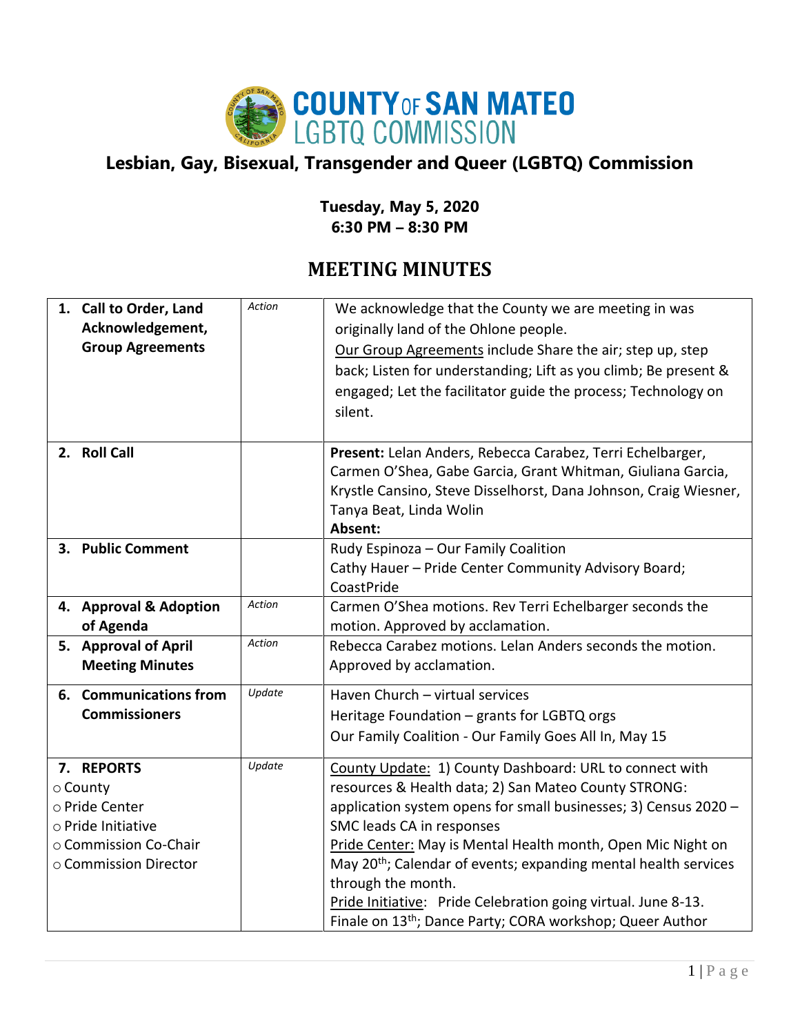# COUNTY OF SAN MATEO LGBTQ COMMISSION

## Lesbian, Gay, Bisexual, Transgender and Queer (LGBTQ) Commission

**Tuesday, May 5, 2020**
**6:30 PM – 8:30 PM**

## MEETING MINUTES

| | | |
|---|---|---|
| **1. Call to Order, Land Acknowledgement, Group Agreements** | *Action* | We acknowledge that the County we are meeting in was originally land of the Ohlone people. Our Group Agreements include Share the air; step up, step back; Listen for understanding; Lift as you climb; Be present & engaged; Let the facilitator guide the process; Technology on silent. |
| **2. Roll Call** | | **Present:** Lelan Anders, Rebecca Carabez, Terri Echelbarger, Carmen O'Shea, Gabe Garcia, Grant Whitman, Giuliana Garcia, Krystle Cansino, Steve Disselhorst, Dana Johnson, Craig Wiesner, Tanya Beat, Linda Wolin<br>**Absent:** |
| **3. Public Comment** | | Rudy Espinoza – Our Family Coalition<br>Cathy Hauer – Pride Center Community Advisory Board; CoastPride |
| **4. Approval & Adoption of Agenda** | *Action* | Carmen O'Shea motions. Rev Terri Echelbarger seconds the motion. Approved by acclamation. |
| **5. Approval of April Meeting Minutes** | *Action* | Rebecca Carabez motions. Lelan Anders seconds the motion. Approved by acclamation. |
| **6. Communications from Commissioners** | *Update* | Haven Church – virtual services<br>Heritage Foundation – grants for LGBTQ orgs<br>Our Family Coalition - Our Family Goes All In, May 15 |
| **7. REPORTS**<br>○ County<br>○ Pride Center<br>○ Pride Initiative<br>○ Commission Co-Chair<br>○ Commission Director | *Update* | County Update: 1) County Dashboard: URL to connect with resources & Health data; 2) San Mateo County STRONG: application system opens for small businesses; 3) Census 2020 – SMC leads CA in responses<br>Pride Center: May is Mental Health month, Open Mic Night on May 20th; Calendar of events; expanding mental health services through the month.<br>Pride Initiative: Pride Celebration going virtual. June 8-13. Finale on 13th; Dance Party; CORA workshop; Queer Author |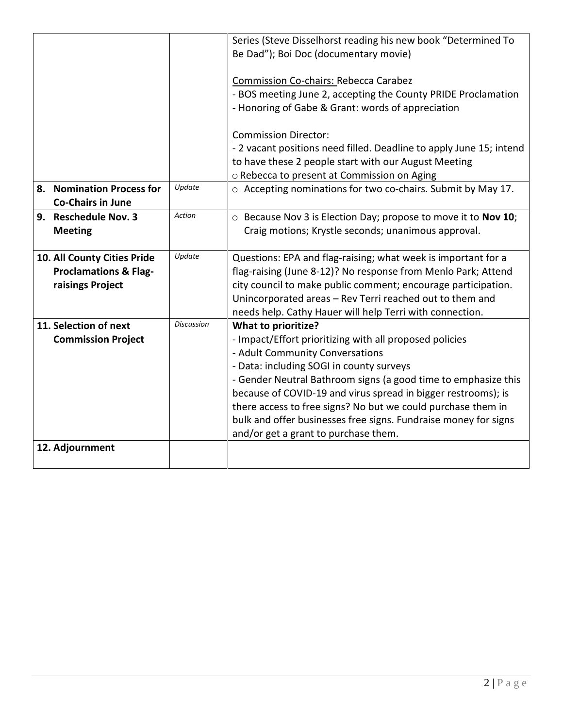| | | |
|---|---|---|
| | | Series (Steve Disselhorst reading his new book "Determined To Be Dad"); Boi Doc (documentary movie)<br><br>Commission Co-chairs: Rebecca Carabez<br>- BOS meeting June 2, accepting the County PRIDE Proclamation<br>- Honoring of Gabe & Grant: words of appreciation<br><br>Commission Director:<br>- 2 vacant positions need filled. Deadline to apply June 15; intend to have these 2 people start with our August Meeting<br>○ Rebecca to present at Commission on Aging |
| **8. Nomination Process for Co-Chairs in June** | *Update* | ○ Accepting nominations for two co-chairs. Submit by May 17. |
| **9. Reschedule Nov. 3 Meeting** | *Action* | ○ Because Nov 3 is Election Day; propose to move it to **Nov 10**; Craig motions; Krystle seconds; unanimous approval. |
| **10. All County Cities Pride Proclamations & Flag-raisings Project** | *Update* | Questions: EPA and flag-raising; what week is important for a flag-raising (June 8-12)? No response from Menlo Park; Attend city council to make public comment; encourage participation. Unincorporated areas – Rev Terri reached out to them and needs help. Cathy Hauer will help Terri with connection. |
| **11. Selection of next Commission Project** | *Discussion* | **What to prioritize?**<br>- Impact/Effort prioritizing with all proposed policies<br>- Adult Community Conversations<br>- Data: including SOGI in county surveys<br>- Gender Neutral Bathroom signs (a good time to emphasize this because of COVID-19 and virus spread in bigger restrooms); is there access to free signs? No but we could purchase them in bulk and offer businesses free signs. Fundraise money for signs and/or get a grant to purchase them. |
| **12. Adjournment** | | |